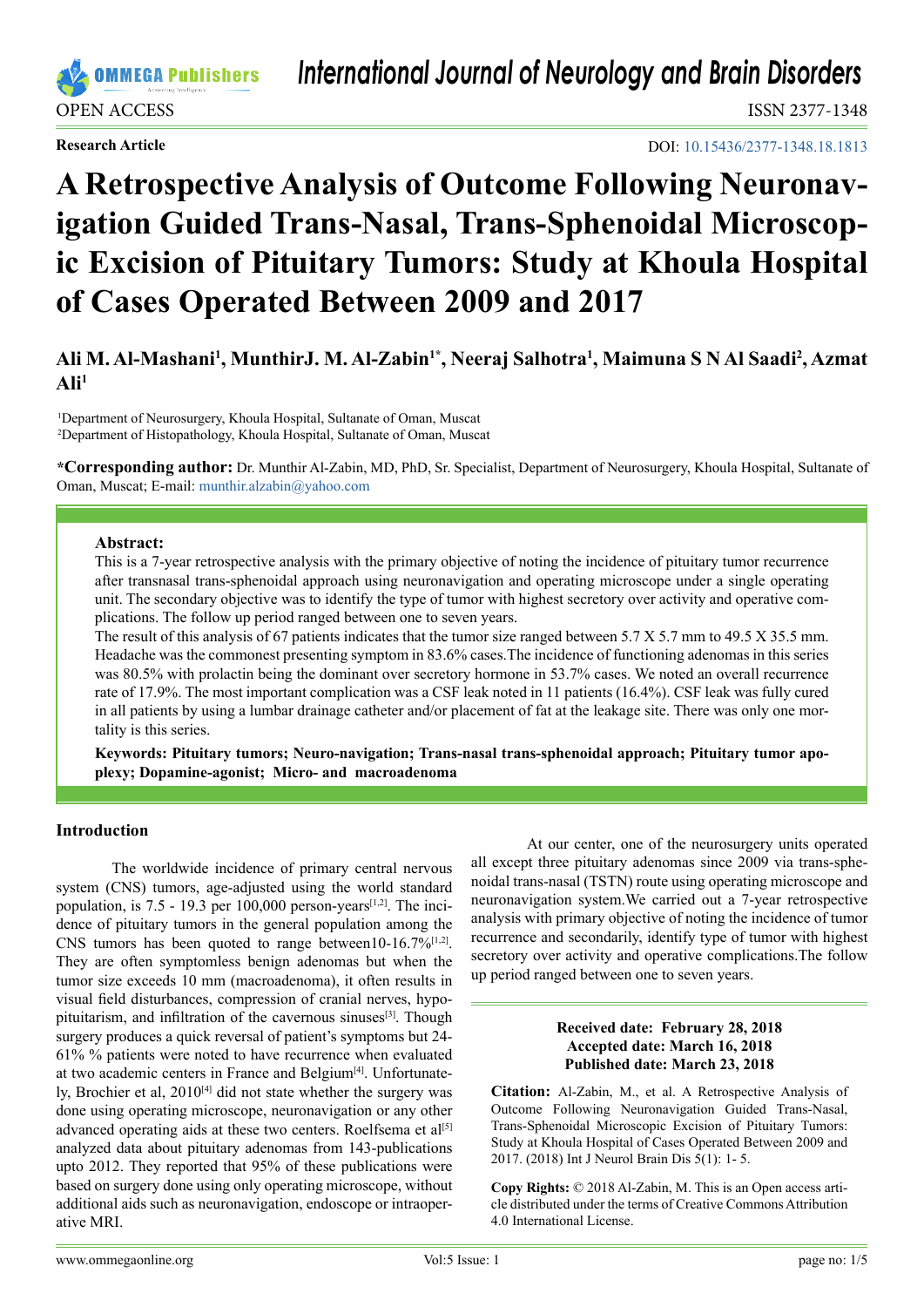OPEN ACCESS

ISSN 2377-1348

**Research Article**

DOI: 10.15436/2377-1348.18.1813

# A Retrospective Analysis of Outcome Following Neuronavigation Guided Trans-Nasal, Trans-Sphenoidal Microscopic Excision of Pituitary Tumors: Study at Khoula Hospital of Cases Operated Between 2009 and 2017

**Ali M. Al-Mashani[1], MunthirJ. M. Al-Zabin[1*], Neeraj Salhotra[1], Maimuna S N Al Saadi[2], Azmat Ali[1]**

[1]Department of Neurosurgery, Khoula Hospital, Sultanate of Oman, Muscat
[2]Department of Histopathology, Khoula Hospital, Sultanate of Oman, Muscat

**\*Corresponding author:** Dr. Munthir Al-Zabin, MD, PhD, Sr. Specialist, Department of Neurosurgery, Khoula Hospital, Sultanate of Oman, Muscat; E-mail: munthir.alzabin@yahoo.com

**Abstract:**

This is a 7-year retrospective analysis with the primary objective of noting the incidence of pituitary tumor recurrence after transnasal trans-sphenoidal approach using neuronavigation and operating microscope under a single operating unit. The secondary objective was to identify the type of tumor with highest secretory over activity and operative complications. The follow up period ranged between one to seven years.

The result of this analysis of 67 patients indicates that the tumor size ranged between 5.7 X 5.7 mm to 49.5 X 35.5 mm. Headache was the commonest presenting symptom in 83.6% cases.The incidence of functioning adenomas in this series was 80.5% with prolactin being the dominant over secretory hormone in 53.7% cases. We noted an overall recurrence rate of 17.9%. The most important complication was a CSF leak noted in 11 patients (16.4%). CSF leak was fully cured in all patients by using a lumbar drainage catheter and/or placement of fat at the leakage site. There was only one mortality is this series.

**Keywords: Pituitary tumors; Neuro-navigation; Trans-nasal trans-sphenoidal approach; Pituitary tumor apoplexy; Dopamine-agonist; Micro- and macroadenoma**

## Introduction

The worldwide incidence of primary central nervous system (CNS) tumors, age-adjusted using the world standard population, is 7.5 - 19.3 per 100,000 person-years[1,2]. The incidence of pituitary tumors in the general population among the CNS tumors has been quoted to range between10-16.7%[1,2]. They are often symptomless benign adenomas but when the tumor size exceeds 10 mm (macroadenoma), it often results in visual field disturbances, compression of cranial nerves, hypopituitarism, and infiltration of the cavernous sinuses[3]. Though surgery produces a quick reversal of patient's symptoms but 24-61% % patients were noted to have recurrence when evaluated at two academic centers in France and Belgium[4]. Unfortunately, Brochier et al, 2010[4] did not state whether the surgery was done using operating microscope, neuronavigation or any other advanced operating aids at these two centers. Roelfsema et al[5] analyzed data about pituitary adenomas from 143-publications upto 2012. They reported that 95% of these publications were based on surgery done using only operating microscope, without additional aids such as neuronavigation, endoscope or intraoperative MRI.

At our center, one of the neurosurgery units operated all except three pituitary adenomas since 2009 via trans-sphenoidal trans-nasal (TSTN) route using operating microscope and neuronavigation system.We carried out a 7-year retrospective analysis with primary objective of noting the incidence of tumor recurrence and secondarily, identify type of tumor with highest secretory over activity and operative complications.The follow up period ranged between one to seven years.

**Received date: February 28, 2018**
**Accepted date: March 16, 2018**
**Published date: March 23, 2018**

**Citation:** Al-Zabin, M., et al. A Retrospective Analysis of Outcome Following Neuronavigation Guided Trans-Nasal, Trans-Sphenoidal Microscopic Excision of Pituitary Tumors: Study at Khoula Hospital of Cases Operated Between 2009 and 2017. (2018) Int J Neurol Brain Dis 5(1): 1- 5.

**Copy Rights:** © 2018 Al-Zabin, M. This is an Open access article distributed under the terms of Creative Commons Attribution 4.0 International License.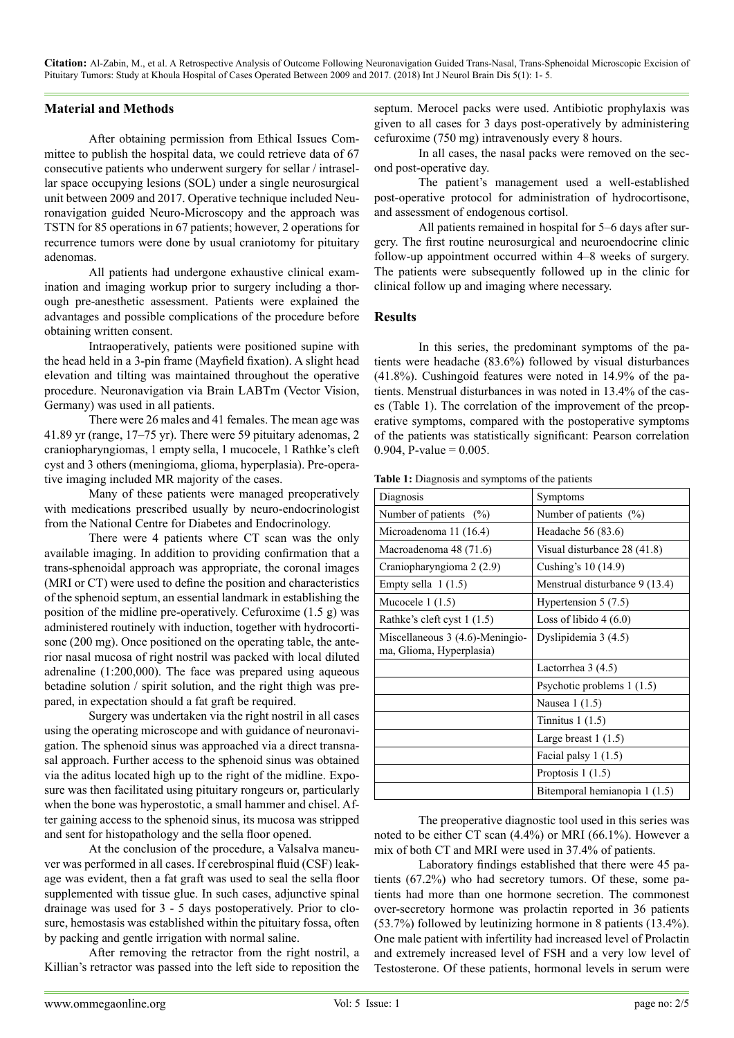## Material and Methods

After obtaining permission from Ethical Issues Committee to publish the hospital data, we could retrieve data of 67 consecutive patients who underwent surgery for sellar / intrasellar space occupying lesions (SOL) under a single neurosurgical unit between 2009 and 2017. Operative technique included Neuronavigation guided Neuro-Microscopy and the approach was TSTN for 85 operations in 67 patients; however, 2 operations for recurrence tumors were done by usual craniotomy for pituitary adenomas.

All patients had undergone exhaustive clinical examination and imaging workup prior to surgery including a thorough pre-anesthetic assessment. Patients were explained the advantages and possible complications of the procedure before obtaining written consent.

Intraoperatively, patients were positioned supine with the head held in a 3-pin frame (Mayfield fixation). A slight head elevation and tilting was maintained throughout the operative procedure. Neuronavigation via Brain LABTm (Vector Vision, Germany) was used in all patients.

There were 26 males and 41 females. The mean age was 41.89 yr (range, 17–75 yr). There were 59 pituitary adenomas, 2 craniopharyngiomas, 1 empty sella, 1 mucocele, 1 Rathke's cleft cyst and 3 others (meningioma, glioma, hyperplasia). Pre-operative imaging included MR majority of the cases.

Many of these patients were managed preoperatively with medications prescribed usually by neuro-endocrinologist from the National Centre for Diabetes and Endocrinology.

There were 4 patients where CT scan was the only available imaging. In addition to providing confirmation that a trans-sphenoidal approach was appropriate, the coronal images (MRI or CT) were used to define the position and characteristics of the sphenoid septum, an essential landmark in establishing the position of the midline pre-operatively. Cefuroxime (1.5 g) was administered routinely with induction, together with hydrocortisone (200 mg). Once positioned on the operating table, the anterior nasal mucosa of right nostril was packed with local diluted adrenaline (1:200,000). The face was prepared using aqueous betadine solution / spirit solution, and the right thigh was prepared, in expectation should a fat graft be required.

Surgery was undertaken via the right nostril in all cases using the operating microscope and with guidance of neuronavigation. The sphenoid sinus was approached via a direct transnasal approach. Further access to the sphenoid sinus was obtained via the aditus located high up to the right of the midline. Exposure was then facilitated using pituitary rongeurs or, particularly when the bone was hyperostotic, a small hammer and chisel. After gaining access to the sphenoid sinus, its mucosa was stripped and sent for histopathology and the sella floor opened.

At the conclusion of the procedure, a Valsalva maneuver was performed in all cases. If cerebrospinal fluid (CSF) leakage was evident, then a fat graft was used to seal the sella floor supplemented with tissue glue. In such cases, adjunctive spinal drainage was used for 3 - 5 days postoperatively. Prior to closure, hemostasis was established within the pituitary fossa, often by packing and gentle irrigation with normal saline.

After removing the retractor from the right nostril, a Killian's retractor was passed into the left side to reposition the septum. Merocel packs were used. Antibiotic prophylaxis was given to all cases for 3 days post-operatively by administering cefuroxime (750 mg) intravenously every 8 hours.

In all cases, the nasal packs were removed on the second post-operative day.

The patient's management used a well-established post-operative protocol for administration of hydrocortisone, and assessment of endogenous cortisol.

All patients remained in hospital for 5–6 days after surgery. The first routine neurosurgical and neuroendocrine clinic follow-up appointment occurred within 4–8 weeks of surgery. The patients were subsequently followed up in the clinic for clinical follow up and imaging where necessary.

## Results

In this series, the predominant symptoms of the patients were headache (83.6%) followed by visual disturbances (41.8%). Cushingoid features were noted in 14.9% of the patients. Menstrual disturbances in was noted in 13.4% of the cases (Table 1). The correlation of the improvement of the preoperative symptoms, compared with the postoperative symptoms of the patients was statistically significant: Pearson correlation 0.904, P-value = 0.005.

**Table 1:** Diagnosis and symptoms of the patients

| Diagnosis | Symptoms |
|---|---|
| Number of patients (%) | Number of patients (%) |
| Microadenoma 11 (16.4) | Headache 56 (83.6) |
| Macroadenoma 48 (71.6) | Visual disturbance 28 (41.8) |
| Craniopharyngioma 2 (2.9) | Cushing's 10 (14.9) |
| Empty sella 1 (1.5) | Menstrual disturbance 9 (13.4) |
| Mucocele 1 (1.5) | Hypertension 5 (7.5) |
| Rathke's cleft cyst 1 (1.5) | Loss of libido 4 (6.0) |
| Miscellaneous 3 (4.6)-Meningioma, Glioma, Hyperplasia) | Dyslipidemia 3 (4.5) |
| | Lactorrhea 3 (4.5) |
| | Psychotic problems 1 (1.5) |
| | Nausea 1 (1.5) |
| | Tinnitus 1 (1.5) |
| | Large breast 1 (1.5) |
| | Facial palsy 1 (1.5) |
| | Proptosis 1 (1.5) |
| | Bitemporal hemianopia 1 (1.5) |

The preoperative diagnostic tool used in this series was noted to be either CT scan (4.4%) or MRI (66.1%). However a mix of both CT and MRI were used in 37.4% of patients.

Laboratory findings established that there were 45 patients (67.2%) who had secretory tumors. Of these, some patients had more than one hormone secretion. The commonest over-secretory hormone was prolactin reported in 36 patients (53.7%) followed by leutinizing hormone in 8 patients (13.4%). One male patient with infertility had increased level of Prolactin and extremely increased level of FSH and a very low level of Testosterone. Of these patients, hormonal levels in serum were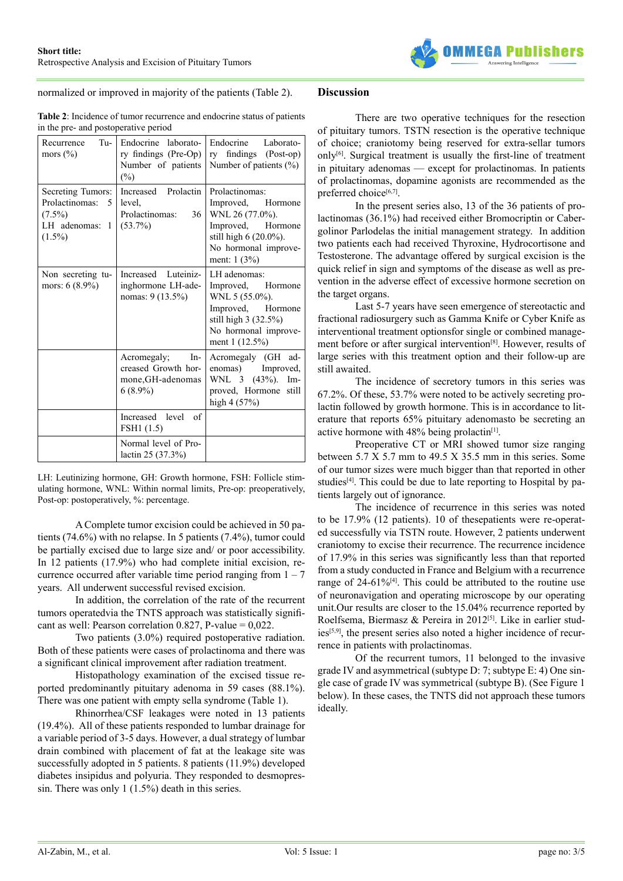normalized or improved in majority of the patients (Table 2).

**Table 2**: Incidence of tumor recurrence and endocrine status of patients in the pre- and postoperative period

| Recurrence Tumors (%) | Endocrine laboratory findings (Pre-Op) Number of patients (%) | Endocrine Laboratory findings (Post-op) Number of patients (%) |
|---|---|---|
| Secreting Tumors: Prolactinomas: 5 (7.5%)<br>LH adenomas: 1 (1.5%) | Increased Prolactin level,<br>Prolactinomas: 36 (53.7%) | Prolactinomas:<br>Improved, Hormone WNL 26 (77.0%).<br>Improved, Hormone still high 6 (20.0%).<br>No hormonal improvement: 1 (3%) |
| Non secreting tumors: 6 (8.9%) | Increased Luteinizinghormone LH-adenomas: 9 (13.5%) | LH adenomas:<br>Improved, Hormone WNL 5 (55.0%).<br>Improved, Hormone still high 3 (32.5%)<br>No hormonal improvement 1 (12.5%) |
| | Acromegaly; Increased Growth hormone,GH-adenomas 6 (8.9%) | Acromegaly (GH adenomas) Improved, WNL 3 (43%). Improved, Hormone still high 4 (57%) |
| | Increased level of FSH1 (1.5) | |
| | Normal level of Prolactin 25 (37.3%) | |

LH: Leutinizing hormone, GH: Growth hormone, FSH: Follicle stimulating hormone, WNL: Within normal limits, Pre-op: preoperatively, Post-op: postoperatively, %: percentage.

A Complete tumor excision could be achieved in 50 patients (74.6%) with no relapse. In 5 patients (7.4%), tumor could be partially excised due to large size and/ or poor accessibility. In 12 patients (17.9%) who had complete initial excision, recurrence occurred after variable time period ranging from 1 – 7 years. All underwent successful revised excision.

In addition, the correlation of the rate of the recurrent tumors operatedvia the TNTS approach was statistically significant as well: Pearson correlation 0.827, P-value = 0,022.

Two patients (3.0%) required postoperative radiation. Both of these patients were cases of prolactinoma and there was a significant clinical improvement after radiation treatment.

Histopathology examination of the excised tissue reported predominantly pituitary adenoma in 59 cases (88.1%). There was one patient with empty sella syndrome (Table 1).

Rhinorrhea/CSF leakages were noted in 13 patients (19.4%). All of these patients responded to lumbar drainage for a variable period of 3-5 days. However, a dual strategy of lumbar drain combined with placement of fat at the leakage site was successfully adopted in 5 patients. 8 patients (11.9%) developed diabetes insipidus and polyuria. They responded to desmopressin. There was only 1 (1.5%) death in this series.

## Discussion

There are two operative techniques for the resection of pituitary tumors. TSTN resection is the operative technique of choice; craniotomy being reserved for extra-sellar tumors only[6]. Surgical treatment is usually the first-line of treatment in pituitary adenomas — except for prolactinomas. In patients of prolactinomas, dopamine agonists are recommended as the preferred choice[6,7].

In the present series also, 13 of the 36 patients of prolactinomas (36.1%) had received either Bromocriptin or Cabergolinor Parlodelas the initial management strategy. In addition two patients each had received Thyroxine, Hydrocortisone and Testosterone. The advantage offered by surgical excision is the quick relief in sign and symptoms of the disease as well as prevention in the adverse effect of excessive hormone secretion on the target organs.

Last 5-7 years have seen emergence of stereotactic and fractional radiosurgery such as Gamma Knife or Cyber Knife as interventional treatment optionsfor single or combined management before or after surgical intervention[8]. However, results of large series with this treatment option and their follow-up are still awaited.

The incidence of secretory tumors in this series was 67.2%. Of these, 53.7% were noted to be actively secreting prolactin followed by growth hormone. This is in accordance to literature that reports 65% pituitary adenomasto be secreting an active hormone with 48% being prolactin[1].

Preoperative CT or MRI showed tumor size ranging between 5.7 X 5.7 mm to 49.5 X 35.5 mm in this series. Some of our tumor sizes were much bigger than that reported in other studies[4]. This could be due to late reporting to Hospital by patients largely out of ignorance.

The incidence of recurrence in this series was noted to be 17.9% (12 patients). 10 of thesepatients were re-operated successfully via TSTN route. However, 2 patients underwent craniotomy to excise their recurrence. The recurrence incidence of 17.9% in this series was significantly less than that reported from a study conducted in France and Belgium with a recurrence range of 24-61%[4]. This could be attributed to the routine use of neuronavigation and operating microscope by our operating unit.Our results are closer to the 15.04% recurrence reported by Roelfsema, Biermasz & Pereira in 2012[5]. Like in earlier studies[5,9], the present series also noted a higher incidence of recurrence in patients with prolactinomas.

Of the recurrent tumors, 11 belonged to the invasive grade IV and asymmetrical (subtype D: 7; subtype E: 4) One single case of grade IV was symmetrical (subtype B). (See Figure 1 below). In these cases, the TNTS did not approach these tumors ideally.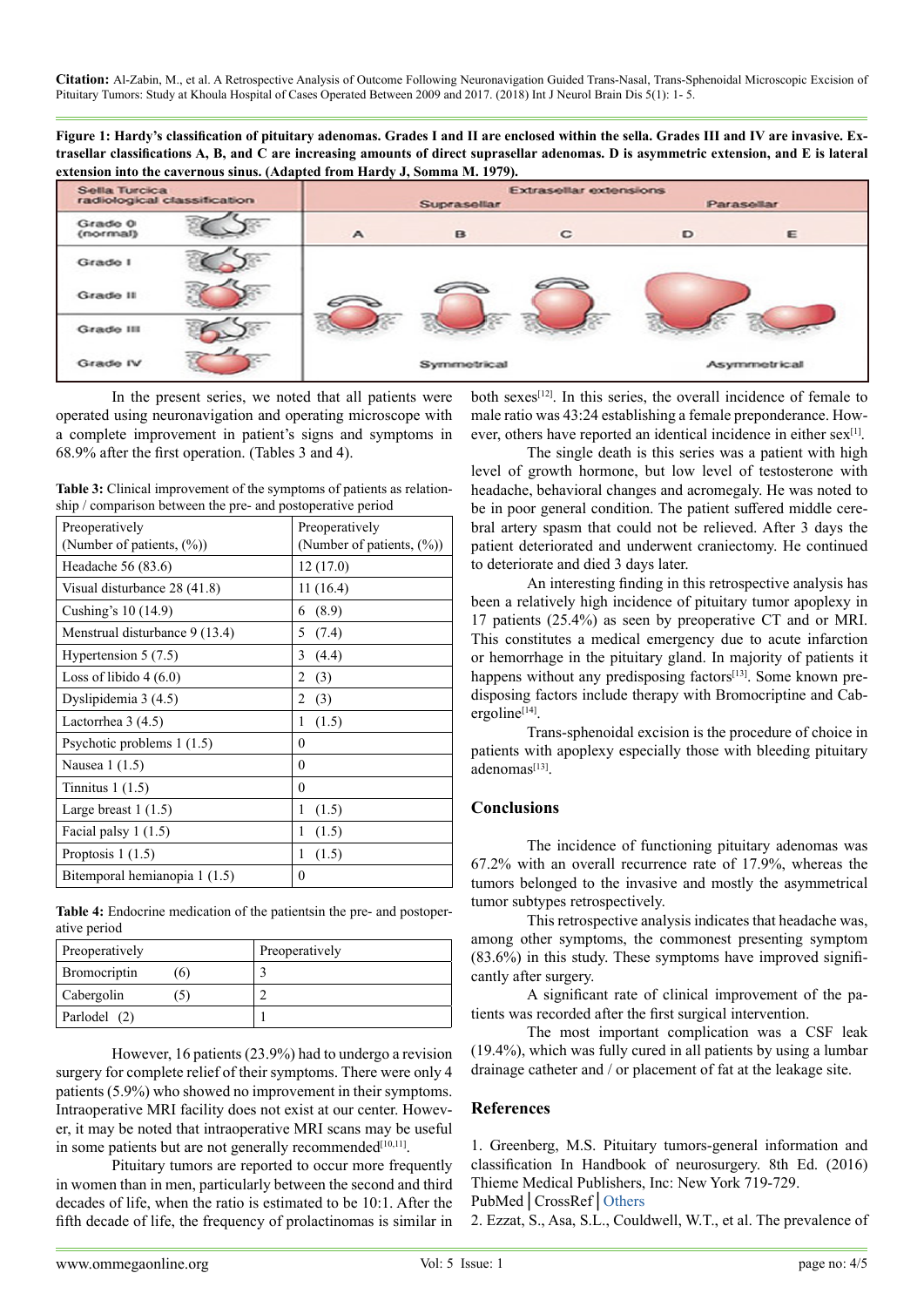**Figure 1: Hardy's classification of pituitary adenomas. Grades I and II are enclosed within the sella. Grades III and IV are invasive. Extrasellar classifications A, B, and C are increasing amounts of direct suprasellar adenomas. D is asymmetric extension, and E is lateral extension into the cavernous sinus. (Adapted from Hardy J, Somma M. 1979).**

In the present series, we noted that all patients were operated using neuronavigation and operating microscope with a complete improvement in patient's signs and symptoms in 68.9% after the first operation. (Tables 3 and 4).

**Table 3:** Clinical improvement of the symptoms of patients as relationship / comparison between the pre- and postoperative period

| Preoperatively (Number of patients, (%)) | Preoperatively (Number of patients, (%)) |
|---|---|
| Headache 56 (83.6) | 12 (17.0) |
| Visual disturbance 28 (41.8) | 11 (16.4) |
| Cushing's 10 (14.9) | 6 (8.9) |
| Menstrual disturbance 9 (13.4) | 5 (7.4) |
| Hypertension 5 (7.5) | 3 (4.4) |
| Loss of libido 4 (6.0) | 2 (3) |
| Dyslipidemia 3 (4.5) | 2 (3) |
| Lactorrhea 3 (4.5) | 1 (1.5) |
| Psychotic problems 1 (1.5) | 0 |
| Nausea 1 (1.5) | 0 |
| Tinnitus 1 (1.5) | 0 |
| Large breast 1 (1.5) | 1 (1.5) |
| Facial palsy 1 (1.5) | 1 (1.5) |
| Proptosis 1 (1.5) | 1 (1.5) |
| Bitemporal hemianopia 1 (1.5) | 0 |

**Table 4:** Endocrine medication of the patientsin the pre- and postoperative period

| Preoperatively | Preoperatively |
|---|---|
| Bromocriptin (6) | 3 |
| Cabergolin (5) | 2 |
| Parlodel (2) | 1 |

However, 16 patients (23.9%) had to undergo a revision surgery for complete relief of their symptoms. There were only 4 patients (5.9%) who showed no improvement in their symptoms. Intraoperative MRI facility does not exist at our center. However, it may be noted that intraoperative MRI scans may be useful in some patients but are not generally recommended[10,11].

Pituitary tumors are reported to occur more frequently in women than in men, particularly between the second and third decades of life, when the ratio is estimated to be 10:1. After the fifth decade of life, the frequency of prolactinomas is similar in both sexes[12]. In this series, the overall incidence of female to male ratio was 43:24 establishing a female preponderance. However, others have reported an identical incidence in either sex[1].

The single death is this series was a patient with high level of growth hormone, but low level of testosterone with headache, behavioral changes and acromegaly. He was noted to be in poor general condition. The patient suffered middle cerebral artery spasm that could not be relieved. After 3 days the patient deteriorated and underwent craniectomy. He continued to deteriorate and died 3 days later.

An interesting finding in this retrospective analysis has been a relatively high incidence of pituitary tumor apoplexy in 17 patients (25.4%) as seen by preoperative CT and or MRI. This constitutes a medical emergency due to acute infarction or hemorrhage in the pituitary gland. In majority of patients it happens without any predisposing factors[13]. Some known predisposing factors include therapy with Bromocriptine and Cabergoline[14].

Trans-sphenoidal excision is the procedure of choice in patients with apoplexy especially those with bleeding pituitary adenomas[13].

## Conclusions

The incidence of functioning pituitary adenomas was 67.2% with an overall recurrence rate of 17.9%, whereas the tumors belonged to the invasive and mostly the asymmetrical tumor subtypes retrospectively.

This retrospective analysis indicates that headache was, among other symptoms, the commonest presenting symptom (83.6%) in this study. These symptoms have improved significantly after surgery.

A significant rate of clinical improvement of the patients was recorded after the first surgical intervention.

The most important complication was a CSF leak (19.4%), which was fully cured in all patients by using a lumbar drainage catheter and / or placement of fat at the leakage site.

## References

1. Greenberg, M.S. Pituitary tumors-general information and classification In Handbook of neurosurgery. 8th Ed. (2016) Thieme Medical Publishers, Inc: New York 719-729.
PubMed│CrossRef│Others

2. Ezzat, S., Asa, S.L., Couldwell, W.T., et al. The prevalence of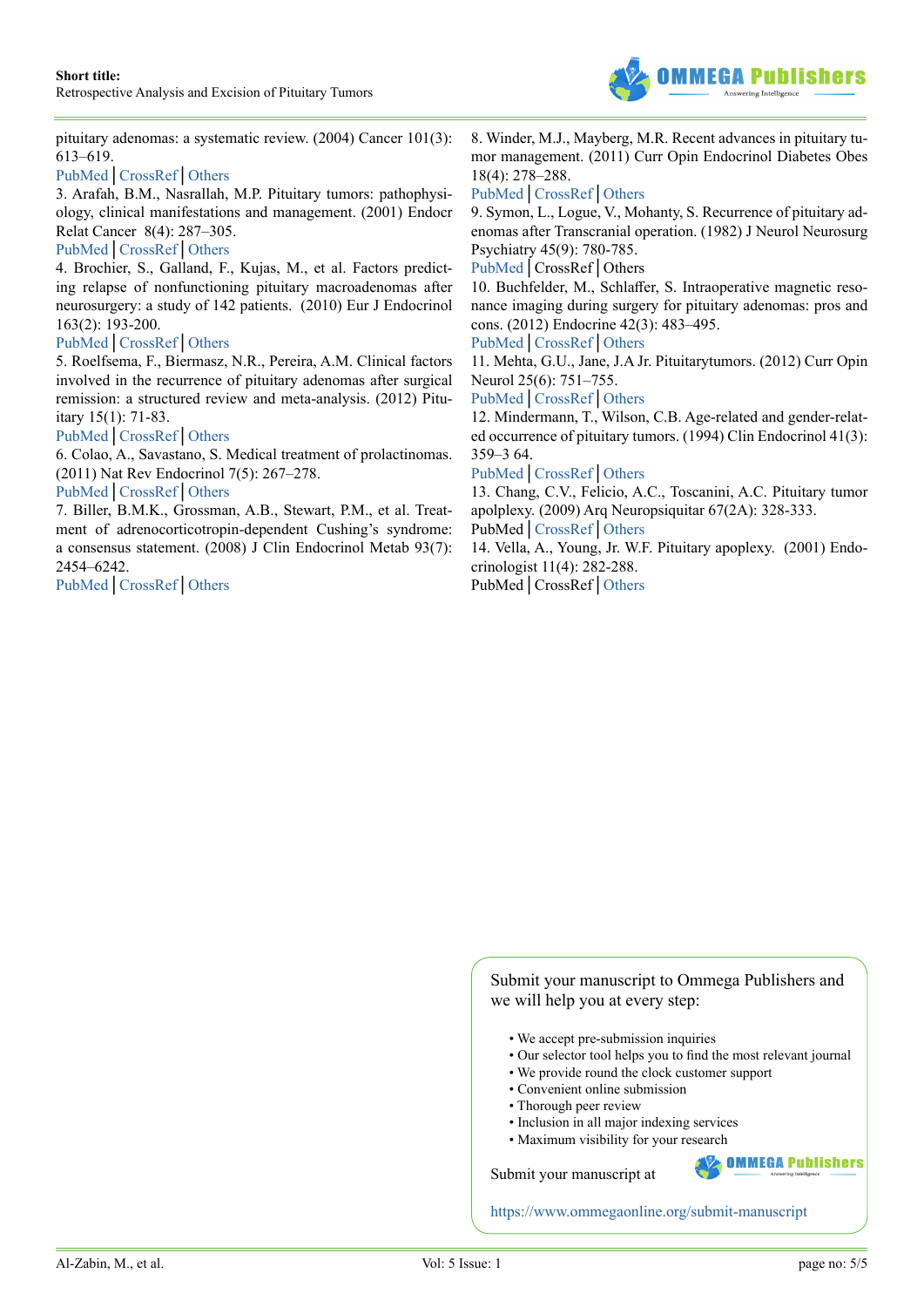pituitary adenomas: a systematic review. (2004) Cancer 101(3): 613–619.

PubMed | CrossRef | Others

3. Arafah, B.M., Nasrallah, M.P. Pituitary tumors: pathophysiology, clinical manifestations and management. (2001) Endocr Relat Cancer 8(4): 287–305.

PubMed | CrossRef | Others

4. Brochier, S., Galland, F., Kujas, M., et al. Factors predicting relapse of nonfunctioning pituitary macroadenomas after neurosurgery: a study of 142 patients. (2010) Eur J Endocrinol 163(2): 193-200.

PubMed | CrossRef | Others

5. Roelfsema, F., Biermasz, N.R., Pereira, A.M. Clinical factors involved in the recurrence of pituitary adenomas after surgical remission: a structured review and meta-analysis. (2012) Pituitary 15(1): 71-83.

PubMed | CrossRef | Others

6. Colao, A., Savastano, S. Medical treatment of prolactinomas. (2011) Nat Rev Endocrinol 7(5): 267–278.

PubMed | CrossRef | Others

7. Biller, B.M.K., Grossman, A.B., Stewart, P.M., et al. Treatment of adrenocorticotropin-dependent Cushing's syndrome: a consensus statement. (2008) J Clin Endocrinol Metab 93(7): 2454–6242.

PubMed | CrossRef | Others

8. Winder, M.J., Mayberg, M.R. Recent advances in pituitary tumor management. (2011) Curr Opin Endocrinol Diabetes Obes 18(4): 278–288.

PubMed | CrossRef | Others

9. Symon, L., Logue, V., Mohanty, S. Recurrence of pituitary adenomas after Transcranial operation. (1982) J Neurol Neurosurg Psychiatry 45(9): 780-785.

PubMed | CrossRef | Others

10. Buchfelder, M., Schlaffer, S. Intraoperative magnetic resonance imaging during surgery for pituitary adenomas: pros and cons. (2012) Endocrine 42(3): 483–495.

PubMed | CrossRef | Others

11. Mehta, G.U., Jane, J.A Jr. Pituitarytumors. (2012) Curr Opin Neurol 25(6): 751–755.

PubMed | CrossRef | Others

12. Mindermann, T., Wilson, C.B. Age-related and gender-related occurrence of pituitary tumors. (1994) Clin Endocrinol 41(3): 359–3 64.

PubMed | CrossRef | Others

13. Chang, C.V., Felicio, A.C., Toscanini, A.C. Pituitary tumor apolplexy. (2009) Arq Neuropsiquiatar 67(2A): 328-333.

PubMed | CrossRef | Others

14. Vella, A., Young, Jr. W.F. Pituitary apoplexy. (2001) Endocrinologist 11(4): 282-288.

PubMed | CrossRef | Others

Submit your manuscript to Ommega Publishers and we will help you at every step:

- We accept pre-submission inquiries
- Our selector tool helps you to find the most relevant journal
- We provide round the clock customer support
- Convenient online submission
- Thorough peer review
- Inclusion in all major indexing services
- Maximum visibility for your research

Submit your manuscript at

https://www.ommegaonline.org/submit-manuscript